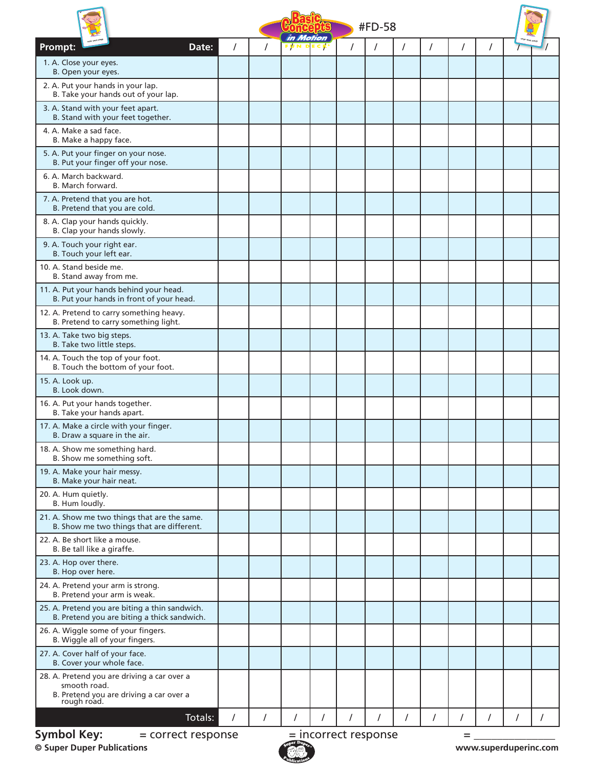# Basic Concepts in Motion Fun Deck® #FD-58

| Prompt: Date: | / | / | / | / | / | / | / | / | / | / | / | / |
|---|---|---|---|---|---|---|---|---|---|---|---|---|
| 1. A. Close your eyes.<br>B. Open your eyes. | | | | | | | | | | | | |
| 2. A. Put your hands in your lap.<br>B. Take your hands out of your lap. | | | | | | | | | | | | |
| 3. A. Stand with your feet apart.<br>B. Stand with your feet together. | | | | | | | | | | | | |
| 4. A. Make a sad face.<br>B. Make a happy face. | | | | | | | | | | | | |
| 5. A. Put your finger on your nose.<br>B. Put your finger off your nose. | | | | | | | | | | | | |
| 6. A. March backward.<br>B. March forward. | | | | | | | | | | | | |
| 7. A. Pretend that you are hot.<br>B. Pretend that you are cold. | | | | | | | | | | | | |
| 8. A. Clap your hands quickly.<br>B. Clap your hands slowly. | | | | | | | | | | | | |
| 9. A. Touch your right ear.<br>B. Touch your left ear. | | | | | | | | | | | | |
| 10. A. Stand beside me.<br>B. Stand away from me. | | | | | | | | | | | | |
| 11. A. Put your hands behind your head.<br>B. Put your hands in front of your head. | | | | | | | | | | | | |
| 12. A. Pretend to carry something heavy.<br>B. Pretend to carry something light. | | | | | | | | | | | | |
| 13. A. Take two big steps.<br>B. Take two little steps. | | | | | | | | | | | | |
| 14. A. Touch the top of your foot.<br>B. Touch the bottom of your foot. | | | | | | | | | | | | |
| 15. A. Look up.<br>B. Look down. | | | | | | | | | | | | |
| 16. A. Put your hands together.<br>B. Take your hands apart. | | | | | | | | | | | | |
| 17. A. Make a circle with your finger.<br>B. Draw a square in the air. | | | | | | | | | | | | |
| 18. A. Show me something hard.<br>B. Show me something soft. | | | | | | | | | | | | |
| 19. A. Make your hair messy.<br>B. Make your hair neat. | | | | | | | | | | | | |
| 20. A. Hum quietly.<br>B. Hum loudly. | | | | | | | | | | | | |
| 21. A. Show me two things that are the same.<br>B. Show me two things that are different. | | | | | | | | | | | | |
| 22. A. Be short like a mouse.<br>B. Be tall like a giraffe. | | | | | | | | | | | | |
| 23. A. Hop over there.<br>B. Hop over here. | | | | | | | | | | | | |
| 24. A. Pretend your arm is strong.<br>B. Pretend your arm is weak. | | | | | | | | | | | | |
| 25. A. Pretend you are biting a thin sandwich.<br>B. Pretend you are biting a thick sandwich. | | | | | | | | | | | | |
| 26. A. Wiggle some of your fingers.<br>B. Wiggle all of your fingers. | | | | | | | | | | | | |
| 27. A. Cover half of your face.<br>B. Cover your whole face. | | | | | | | | | | | | |
| 28. A. Pretend you are driving a car over a smooth road.<br>B. Pretend you are driving a car over a rough road. | | | | | | | | | | | | |
| Totals: | / | / | / | / | / | / | / | / | / | / | / | / |

**Symbol Key:** = correct response = incorrect response = ______________

© Super Duper Publications www.superduperinc.com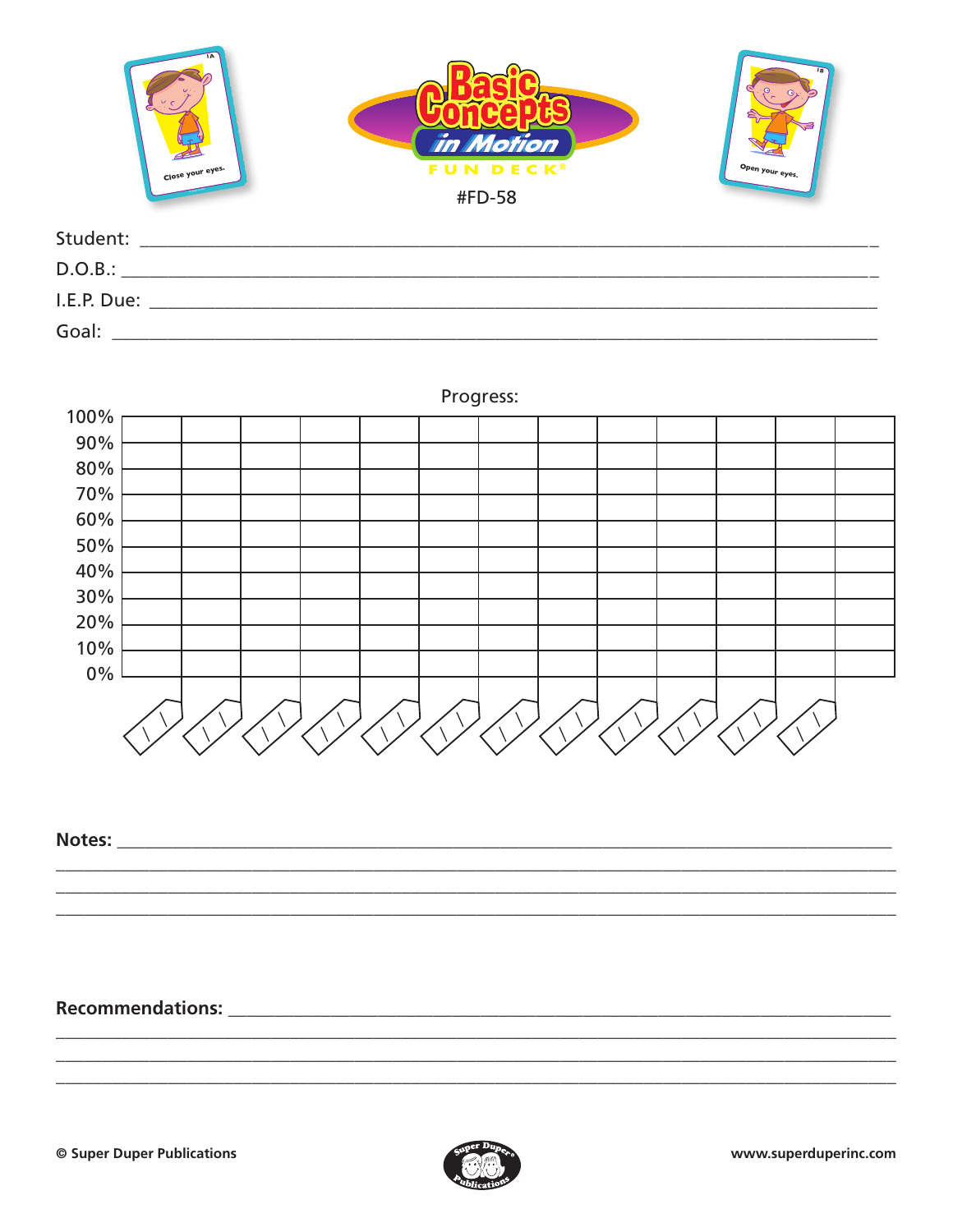Basic Concepts in Motion

FUN DECK®

#FD-58

Close your eyes.

Open your eyes.

Student: ______________________________________________

D.O.B.: ______________________________________________

I.E.P. Due: ______________________________________________

Goal: ______________________________________________

Progress:

100%
90%
80%
70%
60%
50%
40%
30%
20%
10%
0%

**Notes:** ______________________________________________

______________________________________________

______________________________________________

______________________________________________

**Recommendations:** ______________________________________________

______________________________________________

______________________________________________

______________________________________________

**© Super Duper Publications**

**www.superduperinc.com**